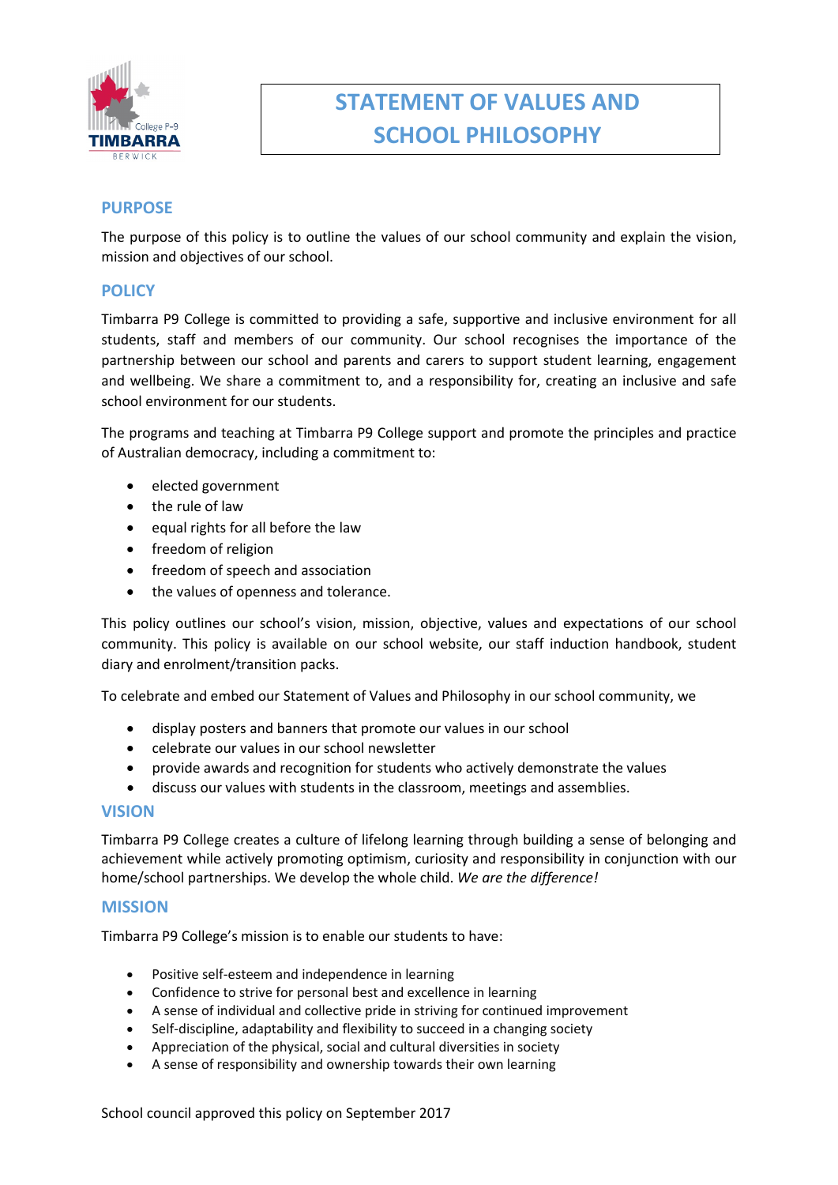# STATEMENT OF VALUES AND SCHOOL PHILOSOPHY

## PURPOSE

The purpose of this policy is to outline the values of our school community and explain the vision, mission and objectives of our school.

## POLICY

Timbarra P9 College is committed to providing a safe, supportive and inclusive environment for all students, staff and members of our community. Our school recognises the importance of the partnership between our school and parents and carers to support student learning, engagement and wellbeing. We share a commitment to, and a responsibility for, creating an inclusive and safe school environment for our students.

The programs and teaching at Timbarra P9 College support and promote the principles and practice of Australian democracy, including a commitment to:

- elected government
- the rule of law
- equal rights for all before the law
- freedom of religion
- freedom of speech and association
- the values of openness and tolerance.

This policy outlines our school's vision, mission, objective, values and expectations of our school community. This policy is available on our school website, our staff induction handbook, student diary and enrolment/transition packs.

To celebrate and embed our Statement of Values and Philosophy in our school community, we

- display posters and banners that promote our values in our school
- celebrate our values in our school newsletter
- provide awards and recognition for students who actively demonstrate the values
- discuss our values with students in the classroom, meetings and assemblies.

## VISION

Timbarra P9 College creates a culture of lifelong learning through building a sense of belonging and achievement while actively promoting optimism, curiosity and responsibility in conjunction with our home/school partnerships. We develop the whole child. *We are the difference!*

## MISSION

Timbarra P9 College's mission is to enable our students to have:

- Positive self-esteem and independence in learning
- Confidence to strive for personal best and excellence in learning
- A sense of individual and collective pride in striving for continued improvement
- Self-discipline, adaptability and flexibility to succeed in a changing society
- Appreciation of the physical, social and cultural diversities in society
- A sense of responsibility and ownership towards their own learning

School council approved this policy on September 2017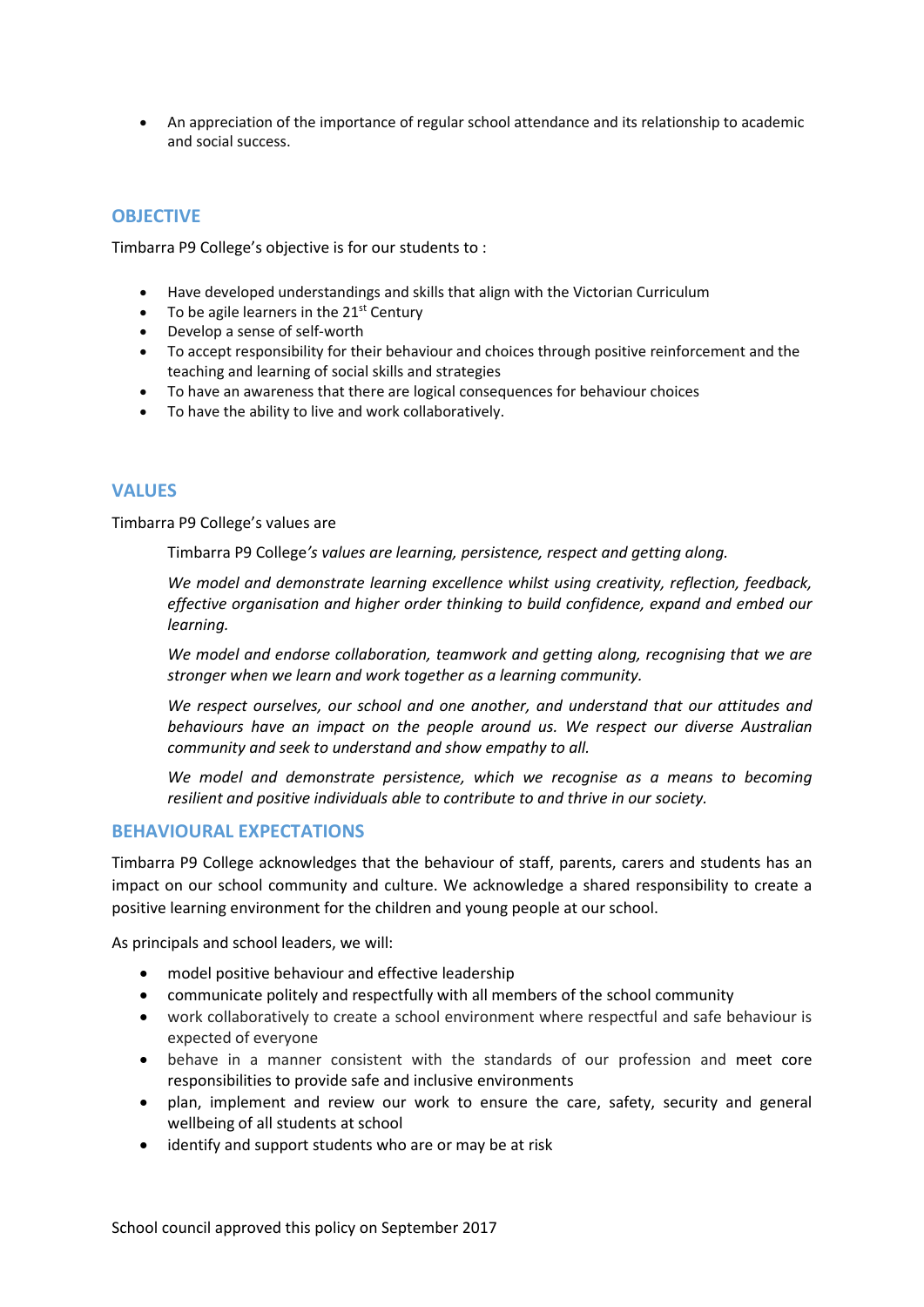- An appreciation of the importance of regular school attendance and its relationship to academic and social success.

## OBJECTIVE

Timbarra P9 College's objective is for our students to :

- Have developed understandings and skills that align with the Victorian Curriculum
- To be agile learners in the 21st Century
- Develop a sense of self-worth
- To accept responsibility for their behaviour and choices through positive reinforcement and the teaching and learning of social skills and strategies
- To have an awareness that there are logical consequences for behaviour choices
- To have the ability to live and work collaboratively.

## VALUES

Timbarra P9 College's values are

> Timbarra P9 College*'s values are learning, persistence, respect and getting along.*
>
> *We model and demonstrate learning excellence whilst using creativity, reflection, feedback, effective organisation and higher order thinking to build confidence, expand and embed our learning.*
>
> *We model and endorse collaboration, teamwork and getting along, recognising that we are stronger when we learn and work together as a learning community.*
>
> *We respect ourselves, our school and one another, and understand that our attitudes and behaviours have an impact on the people around us. We respect our diverse Australian community and seek to understand and show empathy to all.*
>
> *We model and demonstrate persistence, which we recognise as a means to becoming resilient and positive individuals able to contribute to and thrive in our society.*

## BEHAVIOURAL EXPECTATIONS

Timbarra P9 College acknowledges that the behaviour of staff, parents, carers and students has an impact on our school community and culture. We acknowledge a shared responsibility to create a positive learning environment for the children and young people at our school.

As principals and school leaders, we will:

- model positive behaviour and effective leadership
- communicate politely and respectfully with all members of the school community
- work collaboratively to create a school environment where respectful and safe behaviour is expected of everyone
- behave in a manner consistent with the standards of our profession and meet core responsibilities to provide safe and inclusive environments
- plan, implement and review our work to ensure the care, safety, security and general wellbeing of all students at school
- identify and support students who are or may be at risk

School council approved this policy on September 2017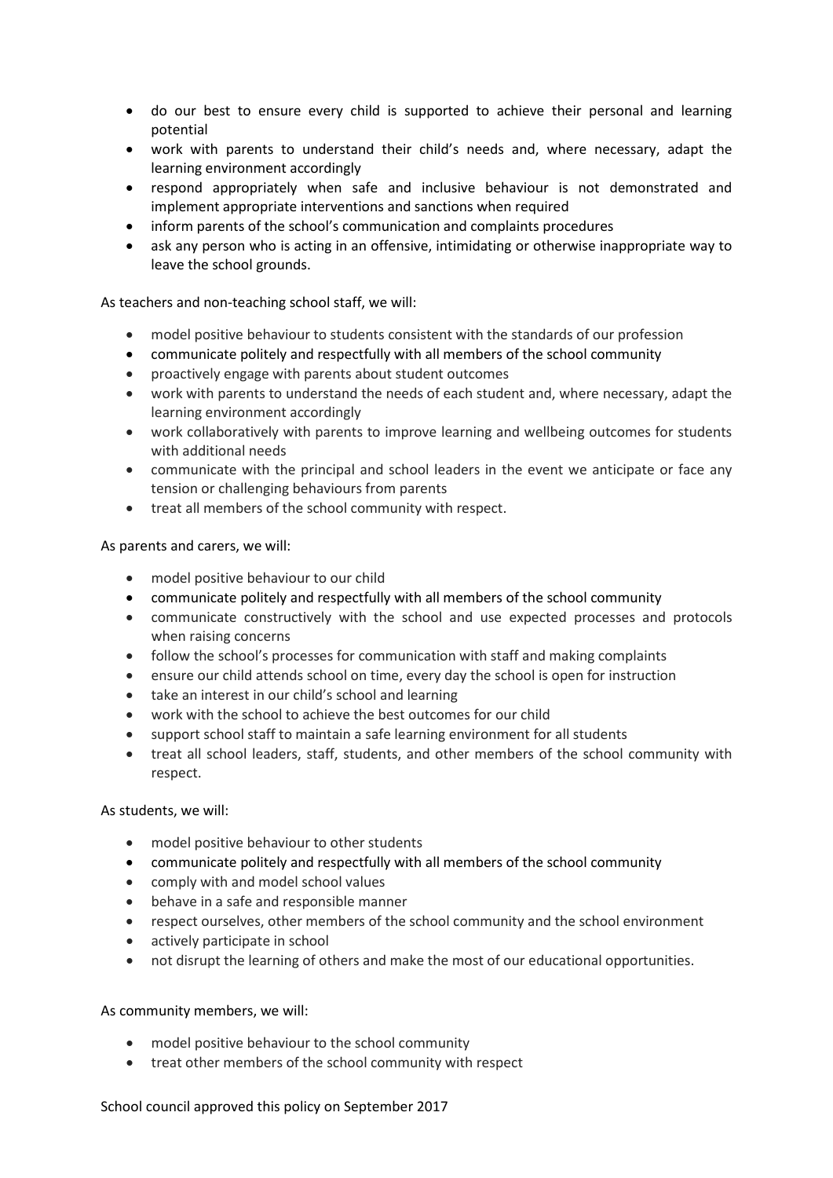- do our best to ensure every child is supported to achieve their personal and learning potential
- work with parents to understand their child's needs and, where necessary, adapt the learning environment accordingly
- respond appropriately when safe and inclusive behaviour is not demonstrated and implement appropriate interventions and sanctions when required
- inform parents of the school's communication and complaints procedures
- ask any person who is acting in an offensive, intimidating or otherwise inappropriate way to leave the school grounds.

As teachers and non-teaching school staff, we will:

- model positive behaviour to students consistent with the standards of our profession
- communicate politely and respectfully with all members of the school community
- proactively engage with parents about student outcomes
- work with parents to understand the needs of each student and, where necessary, adapt the learning environment accordingly
- work collaboratively with parents to improve learning and wellbeing outcomes for students with additional needs
- communicate with the principal and school leaders in the event we anticipate or face any tension or challenging behaviours from parents
- treat all members of the school community with respect.

As parents and carers, we will:

- model positive behaviour to our child
- communicate politely and respectfully with all members of the school community
- communicate constructively with the school and use expected processes and protocols when raising concerns
- follow the school's processes for communication with staff and making complaints
- ensure our child attends school on time, every day the school is open for instruction
- take an interest in our child's school and learning
- work with the school to achieve the best outcomes for our child
- support school staff to maintain a safe learning environment for all students
- treat all school leaders, staff, students, and other members of the school community with respect.

As students, we will:

- model positive behaviour to other students
- communicate politely and respectfully with all members of the school community
- comply with and model school values
- behave in a safe and responsible manner
- respect ourselves, other members of the school community and the school environment
- actively participate in school
- not disrupt the learning of others and make the most of our educational opportunities.

As community members, we will:

- model positive behaviour to the school community
- treat other members of the school community with respect

School council approved this policy on September 2017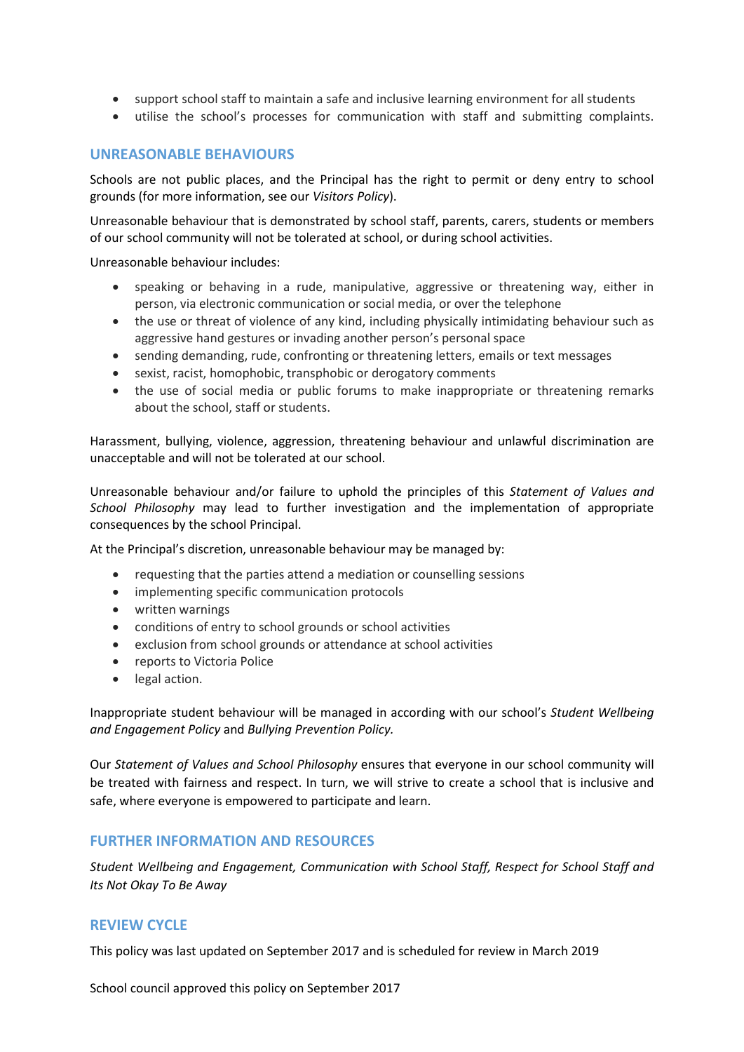- support school staff to maintain a safe and inclusive learning environment for all students
- utilise the school's processes for communication with staff and submitting complaints.

## UNREASONABLE BEHAVIOURS

Schools are not public places, and the Principal has the right to permit or deny entry to school grounds (for more information, see our *Visitors Policy*).

Unreasonable behaviour that is demonstrated by school staff, parents, carers, students or members of our school community will not be tolerated at school, or during school activities.

Unreasonable behaviour includes:

- speaking or behaving in a rude, manipulative, aggressive or threatening way, either in person, via electronic communication or social media, or over the telephone
- the use or threat of violence of any kind, including physically intimidating behaviour such as aggressive hand gestures or invading another person's personal space
- sending demanding, rude, confronting or threatening letters, emails or text messages
- sexist, racist, homophobic, transphobic or derogatory comments
- the use of social media or public forums to make inappropriate or threatening remarks about the school, staff or students.

Harassment, bullying, violence, aggression, threatening behaviour and unlawful discrimination are unacceptable and will not be tolerated at our school.

Unreasonable behaviour and/or failure to uphold the principles of this *Statement of Values and School Philosophy* may lead to further investigation and the implementation of appropriate consequences by the school Principal.

At the Principal's discretion, unreasonable behaviour may be managed by:

- requesting that the parties attend a mediation or counselling sessions
- implementing specific communication protocols
- written warnings
- conditions of entry to school grounds or school activities
- exclusion from school grounds or attendance at school activities
- reports to Victoria Police
- legal action.

Inappropriate student behaviour will be managed in according with our school's *Student Wellbeing and Engagement Policy* and *Bullying Prevention Policy.*

Our *Statement of Values and School Philosophy* ensures that everyone in our school community will be treated with fairness and respect. In turn, we will strive to create a school that is inclusive and safe, where everyone is empowered to participate and learn.

## FURTHER INFORMATION AND RESOURCES

*Student Wellbeing and Engagement, Communication with School Staff, Respect for School Staff and Its Not Okay To Be Away*

## REVIEW CYCLE

This policy was last updated on September 2017 and is scheduled for review in March 2019

School council approved this policy on September 2017